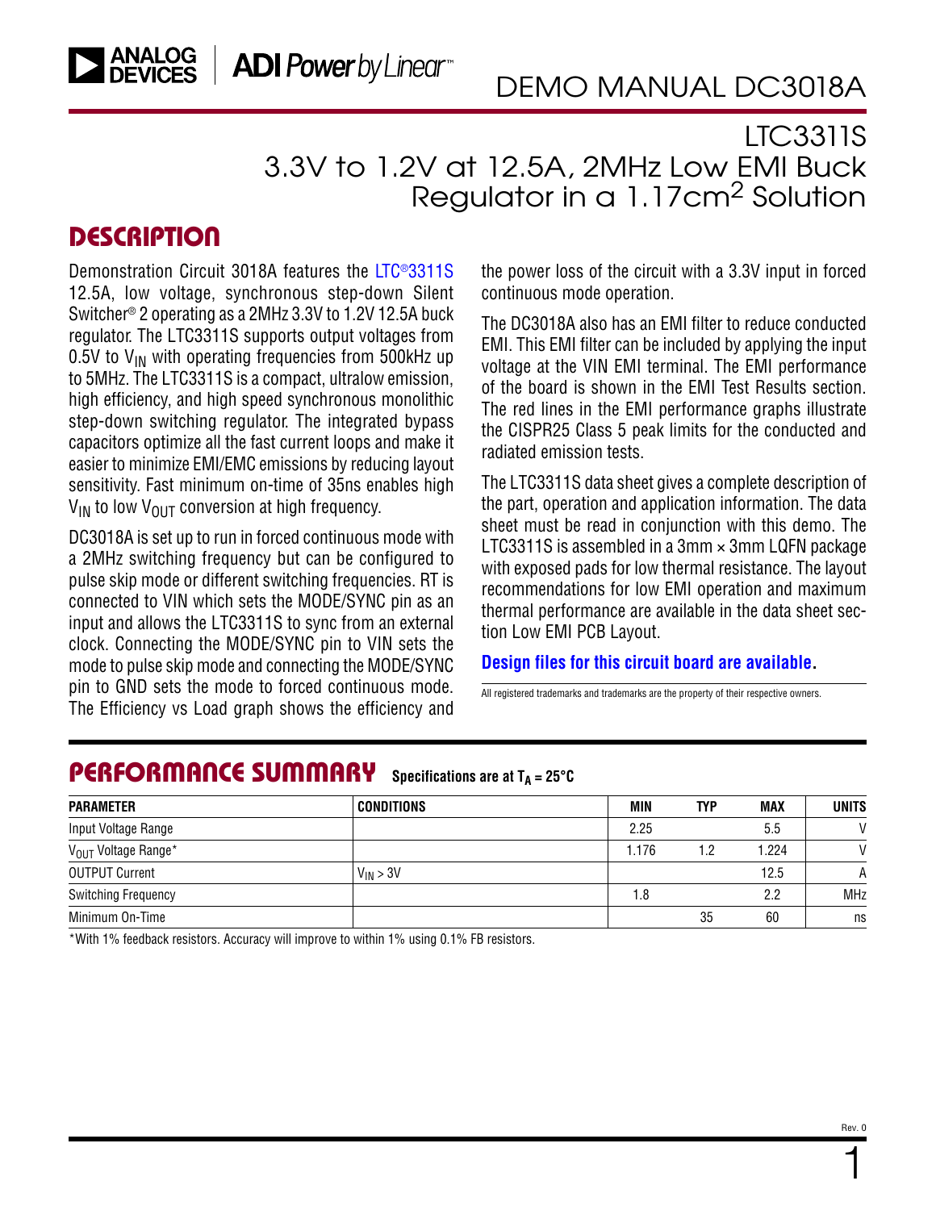# DEMO MANUAL DC3018A

## LTC3311S
## 3.3V to 1.2V at 12.5A, 2MHz Low EMI Buck Regulator in a 1.17cm[2] Solution

## DESCRIPTION

Demonstration Circuit 3018A features the LTC®3311S 12.5A, low voltage, synchronous step-down Silent Switcher® 2 operating as a 2MHz 3.3V to 1.2V 12.5A buck regulator. The LTC3311S supports output voltages from 0.5V to $V_{IN}$ with operating frequencies from 500kHz up to 5MHz. The LTC3311S is a compact, ultralow emission, high efficiency, and high speed synchronous monolithic step-down switching regulator. The integrated bypass capacitors optimize all the fast current loops and make it easier to minimize EMI/EMC emissions by reducing layout sensitivity. Fast minimum on-time of 35ns enables high $V_{IN}$ to low $V_{OUT}$ conversion at high frequency.

DC3018A is set up to run in forced continuous mode with a 2MHz switching frequency but can be configured to pulse skip mode or different switching frequencies. RT is connected to VIN which sets the MODE/SYNC pin as an input and allows the LTC3311S to sync from an external clock. Connecting the MODE/SYNC pin to VIN sets the mode to pulse skip mode and connecting the MODE/SYNC pin to GND sets the mode to forced continuous mode. The Efficiency vs Load graph shows the efficiency and the power loss of the circuit with a 3.3V input in forced continuous mode operation.

The DC3018A also has an EMI filter to reduce conducted EMI. This EMI filter can be included by applying the input voltage at the VIN EMI terminal. The EMI performance of the board is shown in the EMI Test Results section. The red lines in the EMI performance graphs illustrate the CISPR25 Class 5 peak limits for the conducted and radiated emission tests.

The LTC3311S data sheet gives a complete description of the part, operation and application information. The data sheet must be read in conjunction with this demo. The LTC3311S is assembled in a 3mm × 3mm LQFN package with exposed pads for low thermal resistance. The layout recommendations for low EMI operation and maximum thermal performance are available in the data sheet section Low EMI PCB Layout.

**Design files for this circuit board are available.**

All registered trademarks and trademarks are the property of their respective owners.

## PERFORMANCE SUMMARY Specifications are at $T_A = 25°C$

| PARAMETER | CONDITIONS | MIN | TYP | MAX | UNITS |
|---|---|---|---|---|---|
| Input Voltage Range | | 2.25 | | 5.5 | V |
| $V_{OUT}$ Voltage Range* | | 1.176 | 1.2 | 1.224 | V |
| OUTPUT Current | $V_{IN} > 3V$ | | | 12.5 | A |
| Switching Frequency | | 1.8 | | 2.2 | MHz |
| Minimum On-Time | | | 35 | 60 | ns |

*With 1% feedback resistors. Accuracy will improve to within 1% using 0.1% FB resistors.

Rev. 0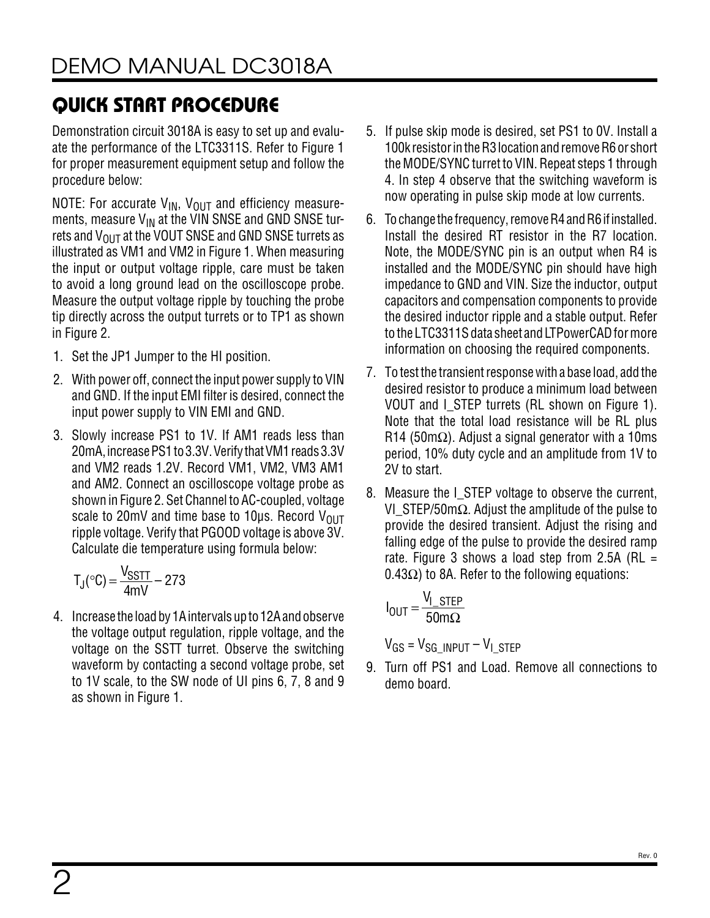## QUICK START PROCEDURE

Demonstration circuit 3018A is easy to set up and evaluate the performance of the LTC3311S. Refer to Figure 1 for proper measurement equipment setup and follow the procedure below:

NOTE: For accurate $V_{IN}$, $V_{OUT}$ and efficiency measurements, measure $V_{IN}$ at the VIN SNSE and GND SNSE turrets and $V_{OUT}$ at the VOUT SNSE and GND SNSE turrets as illustrated as VM1 and VM2 in Figure 1. When measuring the input or output voltage ripple, care must be taken to avoid a long ground lead on the oscilloscope probe. Measure the output voltage ripple by touching the probe tip directly across the output turrets or to TP1 as shown in Figure 2.

1. Set the JP1 Jumper to the HI position.
2. With power off, connect the input power supply to VIN and GND. If the input EMI filter is desired, connect the input power supply to VIN EMI and GND.
3. Slowly increase PS1 to 1V. If AM1 reads less than 20mA, increase PS1 to 3.3V. Verify that VM1 reads 3.3V and VM2 reads 1.2V. Record VM1, VM2, VM3 AM1 and AM2. Connect an oscilloscope voltage probe as shown in Figure 2. Set Channel to AC-coupled, voltage scale to 20mV and time base to 10µs. Record $V_{OUT}$ ripple voltage. Verify that PGOOD voltage is above 3V. Calculate die temperature using formula below:

$$T_J(°C) = \frac{V_{SSTT}}{4mV} - 273$$

4. Increase the load by 1A intervals up to 12A and observe the voltage output regulation, ripple voltage, and the voltage on the SSTT turret. Observe the switching waveform by contacting a second voltage probe, set to 1V scale, to the SW node of UI pins 6, 7, 8 and 9 as shown in Figure 1.
5. If pulse skip mode is desired, set PS1 to 0V. Install a 100k resistor in the R3 location and remove R6 or short the MODE/SYNC turret to VIN. Repeat steps 1 through 4. In step 4 observe that the switching waveform is now operating in pulse skip mode at low currents.
6. To change the frequency, remove R4 and R6 if installed. Install the desired RT resistor in the R7 location. Note, the MODE/SYNC pin is an output when R4 is installed and the MODE/SYNC pin should have high impedance to GND and VIN. Size the inductor, output capacitors and compensation components to provide the desired inductor ripple and a stable output. Refer to the LTC3311S data sheet and LTPowerCAD for more information on choosing the required components.
7. To test the transient response with a base load, add the desired resistor to produce a minimum load between VOUT and I_STEP turrets (RL shown on Figure 1). Note that the total load resistance will be RL plus R14 (50mΩ). Adjust a signal generator with a 10ms period, 10% duty cycle and an amplitude from 1V to 2V to start.
8. Measure the I_STEP voltage to observe the current, VI_STEP/50mΩ. Adjust the amplitude of the pulse to provide the desired transient. Adjust the rising and falling edge of the pulse to provide the desired ramp rate. Figure 3 shows a load step from 2.5A (RL = 0.43Ω) to 8A. Refer to the following equations:

$$I_{OUT} = \frac{V_{I\_STEP}}{50m\Omega}$$

$$V_{GS} = V_{SG\_INPUT} - V_{I\_STEP}$$

9. Turn off PS1 and Load. Remove all connections to demo board.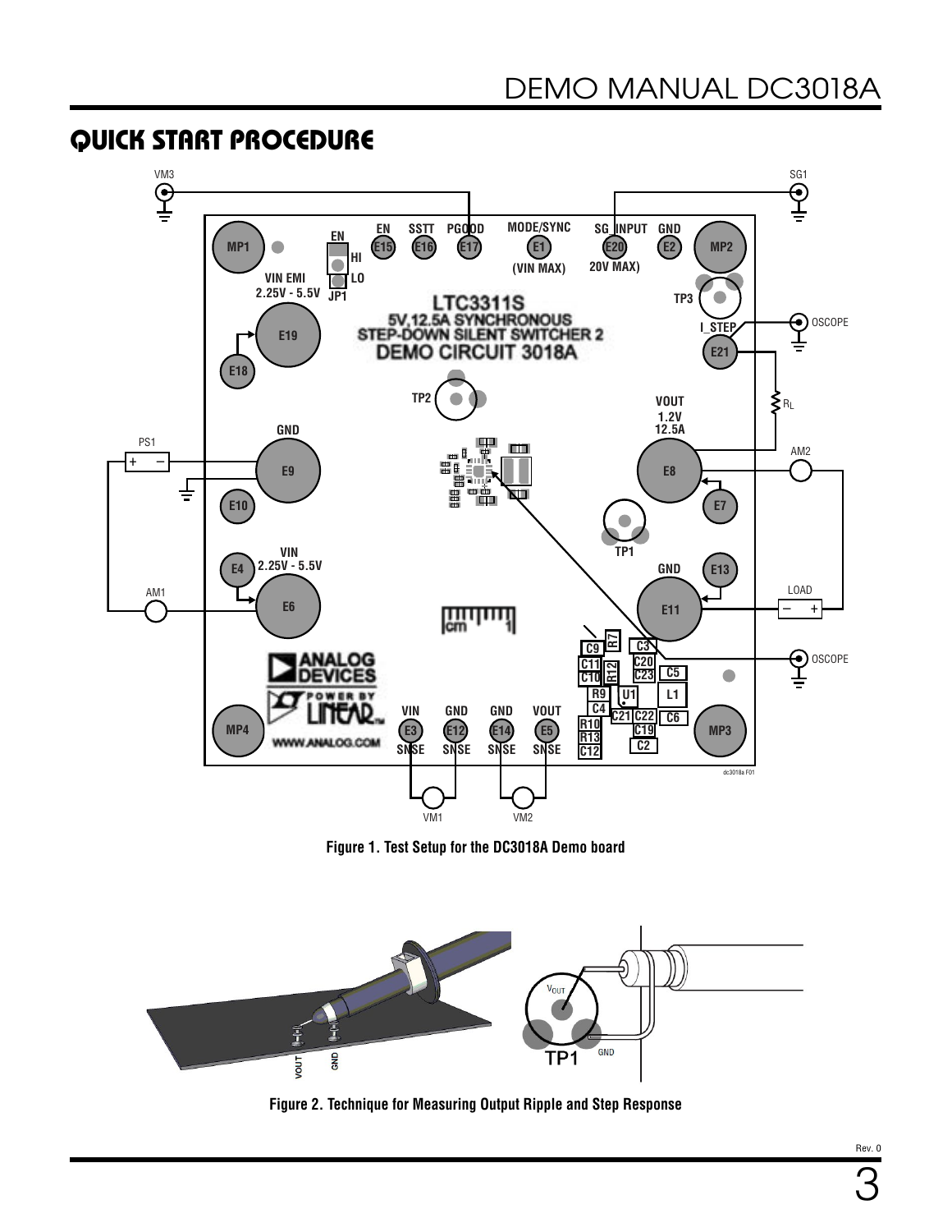## QUICK START PROCEDURE

Figure 1. Test Setup for the DC3018A Demo board

Figure 2. Technique for Measuring Output Ripple and Step Response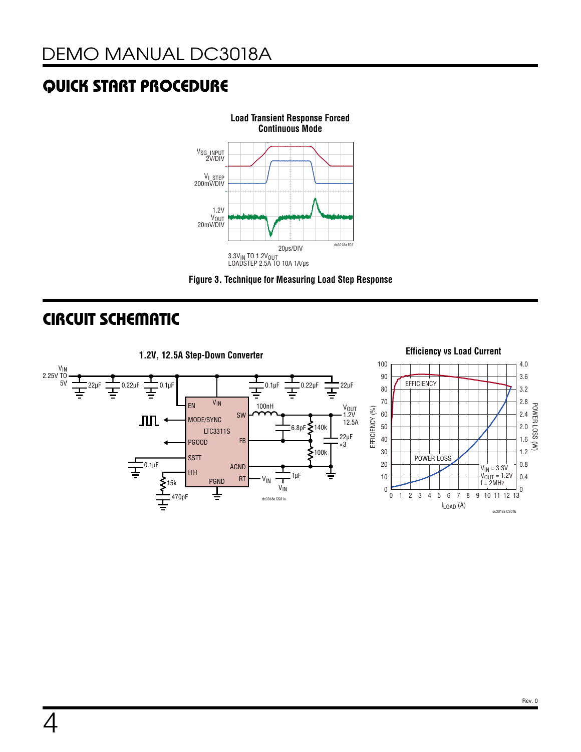## QUICK START PROCEDURE

**Load Transient Response Forced Continuous Mode**

$V_{SG\_INPUT}$ 2V/DIV

$V_{I\_STEP}$ 200mV/DIV

1.2V $V_{OUT}$ 20mV/DIV

20µs/DIV

$3.3V_{IN}$ TO $1.2V_{OUT}$
LOADSTEP 2.5A TO 10A 1A/µs

**Figure 3. Technique for Measuring Load Step Response**

## CIRCUIT SCHEMATIC

**1.2V, 12.5A Step-Down Converter**

$V_{IN}$ 2.25V TO 5V

22µF, 0.22µF, 0.1µF, 0.1µF, 0.22µF, 22µF

LTC3311S: EN, $V_{IN}$, MODE/SYNC, SW, PGOOD, FB, SSTT, ITH, AGND, PGND, RT

100nH, 6.8pF, 140k, 100k, 22µF ×3, 0.1µF, 15k, 470pF, 1µF

$V_{OUT}$ 1.2V 12.5A

**Efficiency vs Load Current**

EFFICIENCY (%), POWER LOSS (W), $I_{LOAD}$ (A)

EFFICIENCY, POWER LOSS

$V_{IN}$ = 3.3V
$V_{OUT}$ = 1.2V
f = 2MHz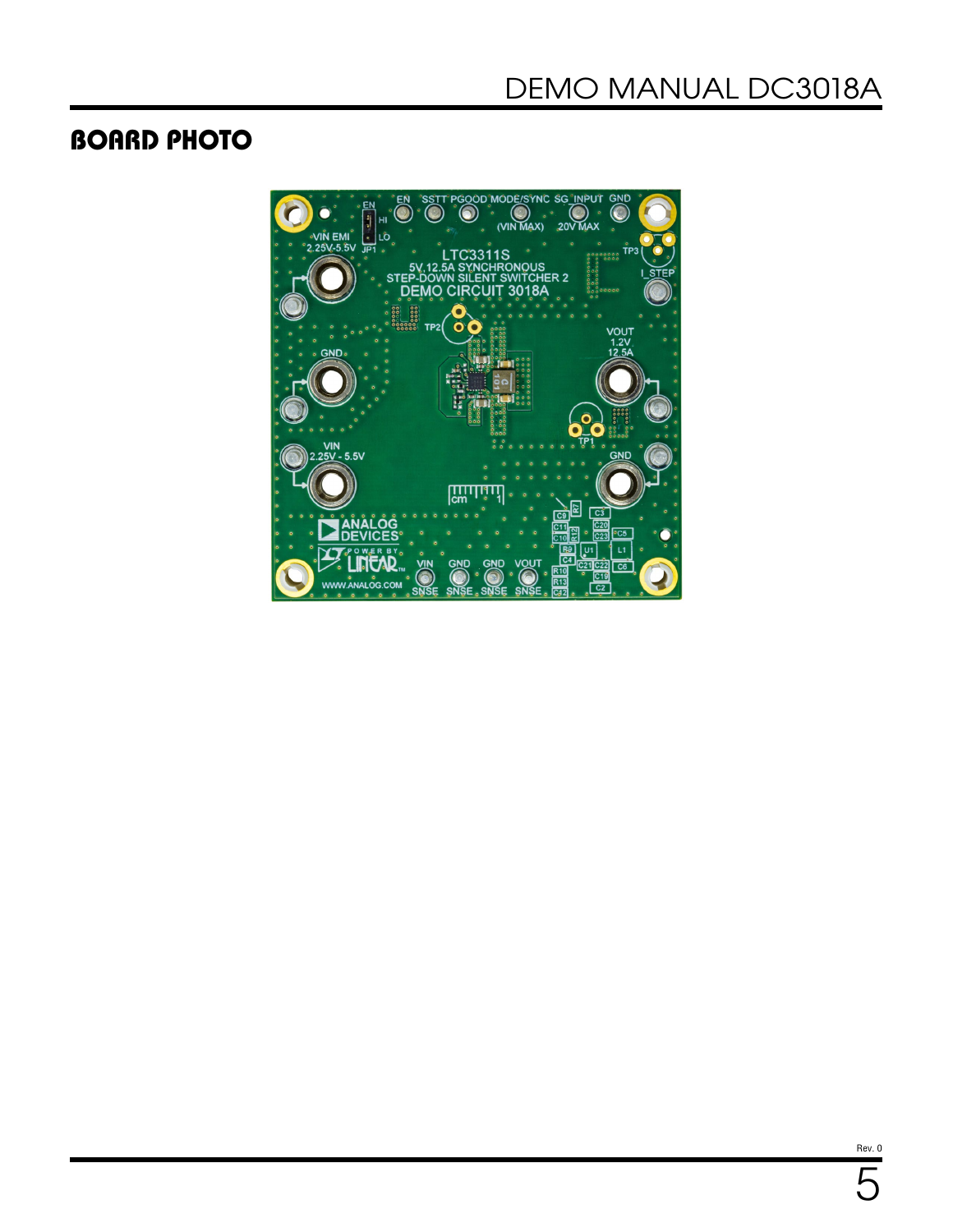## BOARD PHOTO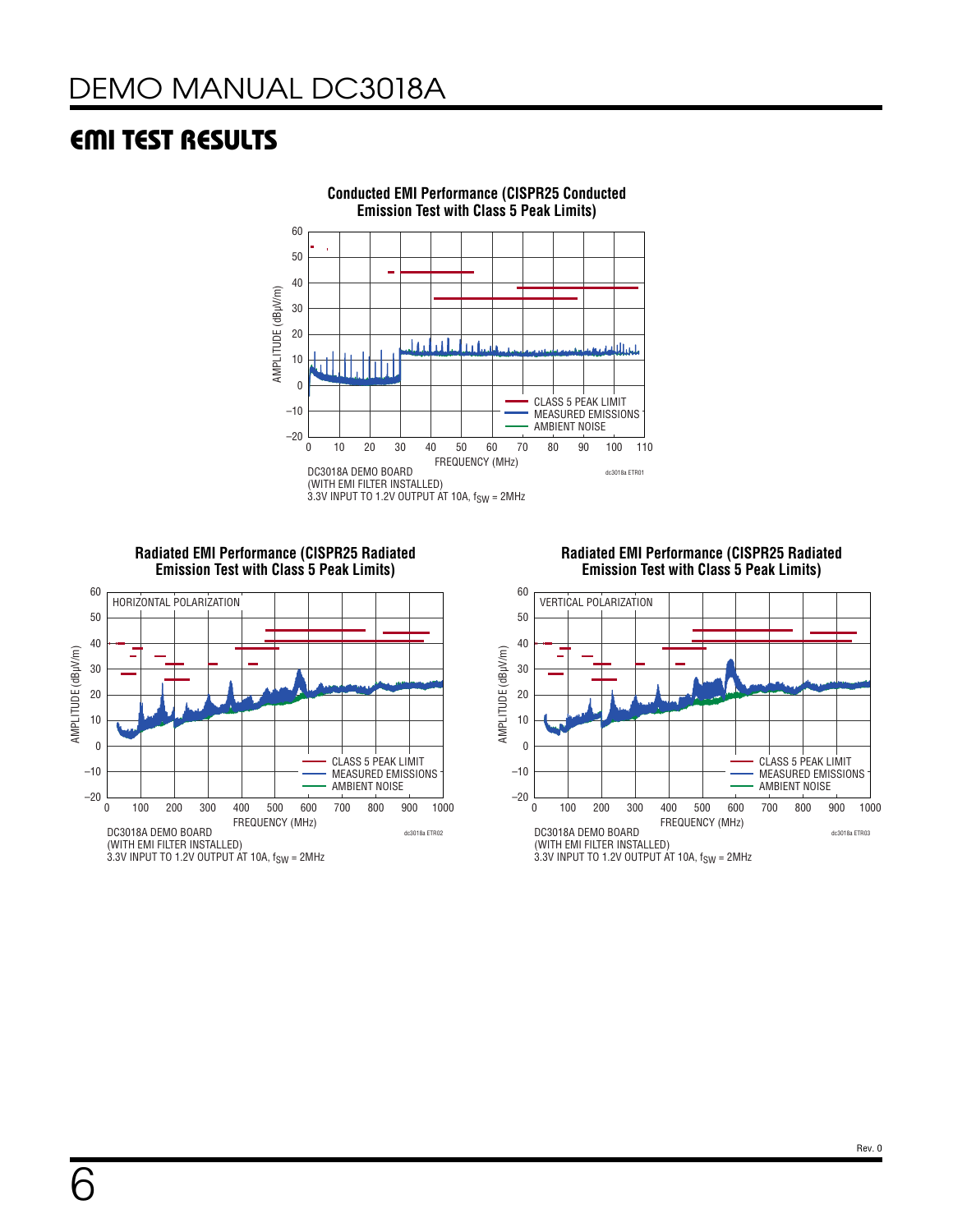## EMI TEST RESULTS

**Conducted EMI Performance (CISPR25 Conducted Emission Test with Class 5 Peak Limits)**

AMPLITUDE (dBμV/m) vs FREQUENCY (MHz)

CLASS 5 PEAK LIMIT
MEASURED EMISSIONS
AMBIENT NOISE

DC3018A DEMO BOARD
(WITH EMI FILTER INSTALLED)
3.3V INPUT TO 1.2V OUTPUT AT 10A, $f_{SW}$ = 2MHz

**Radiated EMI Performance (CISPR25 Radiated Emission Test with Class 5 Peak Limits)**

HORIZONTAL POLARIZATION

AMPLITUDE (dBμV/m) vs FREQUENCY (MHz)

CLASS 5 PEAK LIMIT
MEASURED EMISSIONS
AMBIENT NOISE

DC3018A DEMO BOARD
(WITH EMI FILTER INSTALLED)
3.3V INPUT TO 1.2V OUTPUT AT 10A, $f_{SW}$ = 2MHz

**Radiated EMI Performance (CISPR25 Radiated Emission Test with Class 5 Peak Limits)**

VERTICAL POLARIZATION

AMPLITUDE (dBμV/m) vs FREQUENCY (MHz)

CLASS 5 PEAK LIMIT
MEASURED EMISSIONS
AMBIENT NOISE

DC3018A DEMO BOARD
(WITH EMI FILTER INSTALLED)
3.3V INPUT TO 1.2V OUTPUT AT 10A, $f_{SW}$ = 2MHz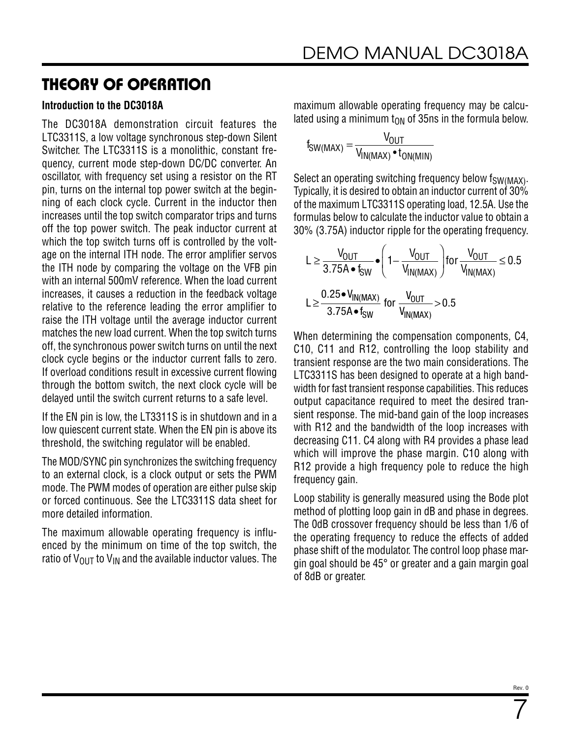# THEORY OF OPERATION

**Introduction to the DC3018A**

The DC3018A demonstration circuit features the LTC3311S, a low voltage synchronous step-down Silent Switcher. The LTC3311S is a monolithic, constant frequency, current mode step-down DC/DC converter. An oscillator, with frequency set using a resistor on the RT pin, turns on the internal top power switch at the beginning of each clock cycle. Current in the inductor then increases until the top switch comparator trips and turns off the top power switch. The peak inductor current at which the top switch turns off is controlled by the voltage on the internal ITH node. The error amplifier servos the ITH node by comparing the voltage on the VFB pin with an internal 500mV reference. When the load current increases, it causes a reduction in the feedback voltage relative to the reference leading the error amplifier to raise the ITH voltage until the average inductor current matches the new load current. When the top switch turns off, the synchronous power switch turns on until the next clock cycle begins or the inductor current falls to zero. If overload conditions result in excessive current flowing through the bottom switch, the next clock cycle will be delayed until the switch current returns to a safe level.

If the EN pin is low, the LT3311S is in shutdown and in a low quiescent current state. When the EN pin is above its threshold, the switching regulator will be enabled.

The MOD/SYNC pin synchronizes the switching frequency to an external clock, is a clock output or sets the PWM mode. The PWM modes of operation are either pulse skip or forced continuous. See the LTC3311S data sheet for more detailed information.

The maximum allowable operating frequency is influenced by the minimum on time of the top switch, the ratio of $V_{OUT}$ to $V_{IN}$ and the available inductor values. The maximum allowable operating frequency may be calculated using a minimum $t_{ON}$ of 35ns in the formula below.

$$f_{SW(MAX)} = \frac{V_{OUT}}{V_{IN(MAX)} \bullet t_{ON(MIN)}}$$

Select an operating switching frequency below $f_{SW(MAX)}$. Typically, it is desired to obtain an inductor current of 30% of the maximum LTC3311S operating load, 12.5A. Use the formulas below to calculate the inductor value to obtain a 30% (3.75A) inductor ripple for the operating frequency.

$$L \geq \frac{V_{OUT}}{3.75A \bullet f_{SW}} \bullet \left(1 - \frac{V_{OUT}}{V_{IN(MAX)}}\right) \text{for } \frac{V_{OUT}}{V_{IN(MAX)}} \leq 0.5$$

$$L \geq \frac{0.25 \bullet V_{IN(MAX)}}{3.75A \bullet f_{SW}} \text{ for } \frac{V_{OUT}}{V_{IN(MAX)}} > 0.5$$

When determining the compensation components, C4, C10, C11 and R12, controlling the loop stability and transient response are the two main considerations. The LTC3311S has been designed to operate at a high bandwidth for fast transient response capabilities. This reduces output capacitance required to meet the desired transient response. The mid-band gain of the loop increases with R12 and the bandwidth of the loop increases with decreasing C11. C4 along with R4 provides a phase lead which will improve the phase margin. C10 along with R12 provide a high frequency pole to reduce the high frequency gain.

Loop stability is generally measured using the Bode plot method of plotting loop gain in dB and phase in degrees. The 0dB crossover frequency should be less than 1/6 of the operating frequency to reduce the effects of added phase shift of the modulator. The control loop phase margin goal should be 45° or greater and a gain margin goal of 8dB or greater.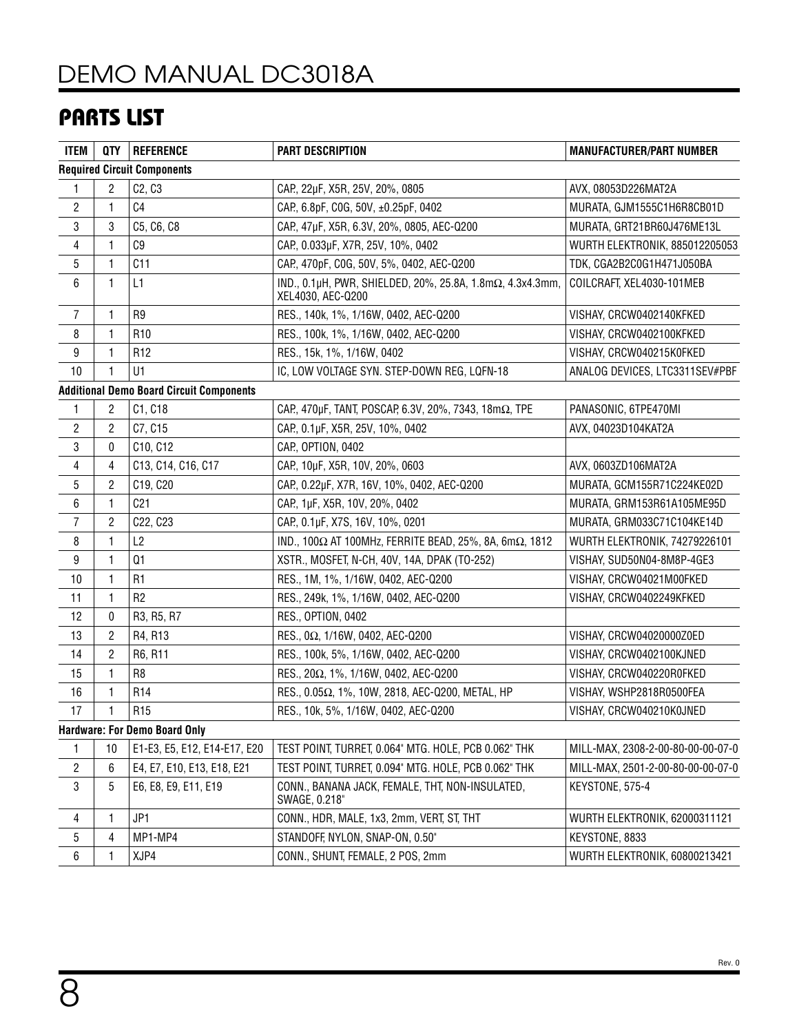## PARTS LIST

| ITEM | QTY | REFERENCE | PART DESCRIPTION | MANUFACTURER/PART NUMBER |
|---|---|---|---|---|
| **Required Circuit Components** | | | | |
| 1 | 2 | C2, C3 | CAP., 22µF, X5R, 25V, 20%, 0805 | AVX, 08053D226MAT2A |
| 2 | 1 | C4 | CAP., 6.8pF, C0G, 50V, ±0.25pF, 0402 | MURATA, GJM1555C1H6R8CB01D |
| 3 | 3 | C5, C6, C8 | CAP., 47µF, X5R, 6.3V, 20%, 0805, AEC-Q200 | MURATA, GRT21BR60J476ME13L |
| 4 | 1 | C9 | CAP., 0.033µF, X7R, 25V, 10%, 0402 | WURTH ELEKTRONIK, 885012205053 |
| 5 | 1 | C11 | CAP., 470pF, C0G, 50V, 5%, 0402, AEC-Q200 | TDK, CGA2B2C0G1H471J050BA |
| 6 | 1 | L1 | IND., 0.1µH, PWR, SHIELDED, 20%, 25.8A, 1.8mΩ, 4.3x4.3mm, XEL4030, AEC-Q200 | COILCRAFT, XEL4030-101MEB |
| 7 | 1 | R9 | RES., 140k, 1%, 1/16W, 0402, AEC-Q200 | VISHAY, CRCW0402140KFKED |
| 8 | 1 | R10 | RES., 100k, 1%, 1/16W, 0402, AEC-Q200 | VISHAY, CRCW0402100KFKED |
| 9 | 1 | R12 | RES., 15k, 1%, 1/16W, 0402 | VISHAY, CRCW040215K0FKED |
| 10 | 1 | U1 | IC, LOW VOLTAGE SYN. STEP-DOWN REG, LQFN-18 | ANALOG DEVICES, LTC3311SEV#PBF |
| **Additional Demo Board Circuit Components** | | | | |
| 1 | 2 | C1, C18 | CAP., 470µF, TANT, POSCAP, 6.3V, 20%, 7343, 18mΩ, TPE | PANASONIC, 6TPE470MI |
| 2 | 2 | C7, C15 | CAP., 0.1µF, X5R, 25V, 10%, 0402 | AVX, 04023D104KAT2A |
| 3 | 0 | C10, C12 | CAP., OPTION, 0402 | |
| 4 | 4 | C13, C14, C16, C17 | CAP., 10µF, X5R, 10V, 20%, 0603 | AVX, 0603ZD106MAT2A |
| 5 | 2 | C19, C20 | CAP., 0.22µF, X7R, 16V, 10%, 0402, AEC-Q200 | MURATA, GCM155R71C224KE02D |
| 6 | 1 | C21 | CAP., 1µF, X5R, 10V, 20%, 0402 | MURATA, GRM153R61A105ME95D |
| 7 | 2 | C22, C23 | CAP., 0.1µF, X7S, 16V, 10%, 0201 | MURATA, GRM033C71C104KE14D |
| 8 | 1 | L2 | IND., 100Ω AT 100MHz, FERRITE BEAD, 25%, 8A, 6mΩ, 1812 | WURTH ELEKTRONIK, 74279226101 |
| 9 | 1 | Q1 | XSTR., MOSFET, N-CH, 40V, 14A, DPAK (TO-252) | VISHAY, SUD50N04-8M8P-4GE3 |
| 10 | 1 | R1 | RES., 1M, 1%, 1/16W, 0402, AEC-Q200 | VISHAY, CRCW04021M00FKED |
| 11 | 1 | R2 | RES., 249k, 1%, 1/16W, 0402, AEC-Q200 | VISHAY, CRCW0402249KFKED |
| 12 | 0 | R3, R5, R7 | RES., OPTION, 0402 | |
| 13 | 2 | R4, R13 | RES., 0Ω, 1/16W, 0402, AEC-Q200 | VISHAY, CRCW04020000Z0ED |
| 14 | 2 | R6, R11 | RES., 100k, 5%, 1/16W, 0402, AEC-Q200 | VISHAY, CRCW0402100KJNED |
| 15 | 1 | R8 | RES., 20Ω, 1%, 1/16W, 0402, AEC-Q200 | VISHAY, CRCW040220R0FKED |
| 16 | 1 | R14 | RES., 0.05Ω, 1%, 10W, 2818, AEC-Q200, METAL, HP | VISHAY, WSHP2818R0500FEA |
| 17 | 1 | R15 | RES., 10k, 5%, 1/16W, 0402, AEC-Q200 | VISHAY, CRCW040210K0JNED |
| **Hardware: For Demo Board Only** | | | | |
| 1 | 10 | E1-E3, E5, E12, E14-E17, E20 | TEST POINT, TURRET, 0.064" MTG. HOLE, PCB 0.062" THK | MILL-MAX, 2308-2-00-80-00-00-07-0 |
| 2 | 6 | E4, E7, E10, E13, E18, E21 | TEST POINT, TURRET, 0.094" MTG. HOLE, PCB 0.062" THK | MILL-MAX, 2501-2-00-80-00-00-07-0 |
| 3 | 5 | E6, E8, E9, E11, E19 | CONN., BANANA JACK, FEMALE, THT, NON-INSULATED, SWAGE, 0.218" | KEYSTONE, 575-4 |
| 4 | 1 | JP1 | CONN., HDR, MALE, 1x3, 2mm, VERT, ST, THT | WURTH ELEKTRONIK, 62000311121 |
| 5 | 4 | MP1-MP4 | STANDOFF, NYLON, SNAP-ON, 0.50" | KEYSTONE, 8833 |
| 6 | 1 | XJP4 | CONN., SHUNT, FEMALE, 2 POS, 2mm | WURTH ELEKTRONIK, 60800213421 |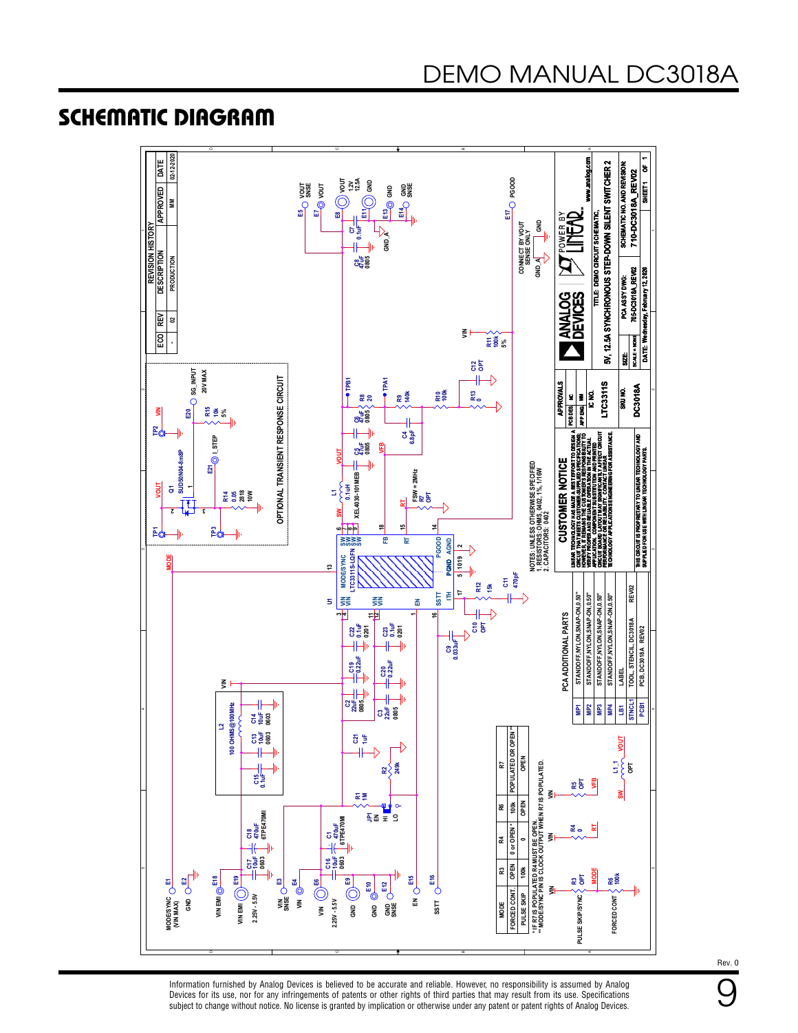## SCHEMATIC DIAGRAM

**REVISION HISTORY**

| ECO | REV | DESCRIPTION | APPROVED | DATE |
|---|---|---|---|---|
| - | 02 | PRODUCTION | MM | 02-12-2020 |

OPTIONAL TRANSIENT RESPONSE CIRCUIT

| MODE | R3 | R4 | R6 | R7 |
|---|---|---|---|---|
| FORCED CONT. | OPEN | 0 or OPEN * | 100k | POPULATED OR OPEN ** |
| PULSE SKIP | 100k | 0 | OPEN | OPEN |

\* IF R7 IS POPULATED R4 MUST BE OPEN.
\*\* MODE/SYNC PIN IS CLOCK OUTPUT WHEN R7 IS POPULATED.

NOTES: UNLESS OTHERWISE SPECIFIED
1. RESISTORS: OHMS, 0402, 1%, 1/16W
2. CAPACITORS: 0402

CONNECT BY VOUT SENSE ONLY

**PCA ADDITIONAL PARTS**

| | |
|---|---|
| MP1 | STANDOFF,NYLON,SNAP-ON,0.50" |
| MP2 | STANDOFF,NYLON,SNAP-ON,0.50" |
| MP3 | STANDOFF,NYLON,SNAP-ON,0.50" |
| MP4 | STANDOFF,NYLON,SNAP-ON,0.50" |
| LB1 | LABEL |
| STNCL1 | TOOL, STENCIL, DC3018A REV02 |
| PCB1 | PCB, DC3018A REV02 |

**CUSTOMER NOTICE**

LINEAR TECHNOLOGY HAS MADE A BEST EFFORT TO DESIGN A CIRCUIT THAT MEETS CUSTOMER-SUPPLIED SPECIFICATIONS; HOWEVER, IT REMAINS THE CUSTOMER'S RESPONSIBILITY TO VERIFY PROPER AND RELIABLE OPERATION IN THE ACTUAL APPLICATION. COMPONENT SUBSTITUTION AND PRINTED CIRCUIT BOARD LAYOUT MAY SIGNIFICANTLY AFFECT CIRCUIT PERFORMANCE OR RELIABILITY. CONTACT LINEAR TECHNOLOGY APPLICATIONS ENGINEERING FOR ASSISTANCE.

THIS CIRCUIT IS PROPRIETARY TO LINEAR TECHNOLOGY AND SUPPLIED FOR USE WITH LINEAR TECHNOLOGY PARTS.

| APPROVALS | |
|---|---|
| PCB DES. | MC |
| APP ENG. | MM |

IC NO.: LTC3311S
SKU NO.: DC3018A

TITLE: DEMO CIRCUIT SCHEMATIC, 5V, 12.5A SYNCHRONOUS STEP-DOWN SILENT SWITCHER 2

SIZE: SCALE = NONE
PCA ASSY DWG: 705-DC3018A_REV02
SCHEMATIC NO. AND REVISION: 710-DC3018A_REV02
DATE: Wednesday, February 12, 2020
SHEET 1 OF 1

www.analog.com

Information furnished by Analog Devices is believed to be accurate and reliable. However, no responsibility is assumed by Analog Devices for its use, nor for any infringements of patents or other rights of third parties that may result from its use. Specifications subject to change without notice. No license is granted by implication or otherwise under any patent or patent rights of Analog Devices.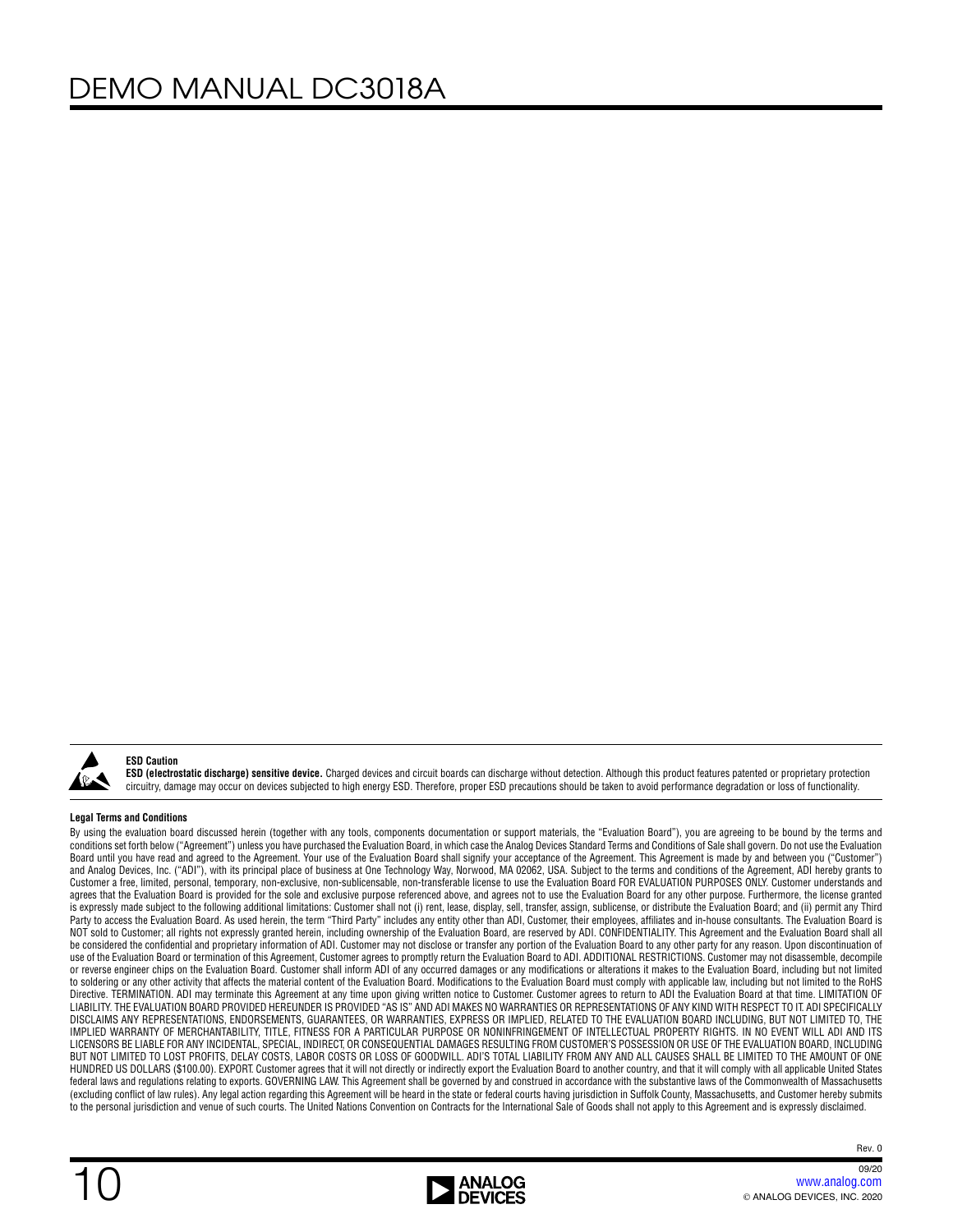**ESD Caution**

**ESD (electrostatic discharge) sensitive device.** Charged devices and circuit boards can discharge without detection. Although this product features patented or proprietary protection circuitry, damage may occur on devices subjected to high energy ESD. Therefore, proper ESD precautions should be taken to avoid performance degradation or loss of functionality.

**Legal Terms and Conditions**

By using the evaluation board discussed herein (together with any tools, components documentation or support materials, the "Evaluation Board"), you are agreeing to be bound by the terms and conditions set forth below ("Agreement") unless you have purchased the Evaluation Board, in which case the Analog Devices Standard Terms and Conditions of Sale shall govern. Do not use the Evaluation Board until you have read and agreed to the Agreement. Your use of the Evaluation Board shall signify your acceptance of the Agreement. This Agreement is made by and between you ("Customer") and Analog Devices, Inc. ("ADI"), with its principal place of business at One Technology Way, Norwood, MA 02062, USA. Subject to the terms and conditions of the Agreement, ADI hereby grants to Customer a free, limited, personal, temporary, non-exclusive, non-sublicensable, non-transferable license to use the Evaluation Board FOR EVALUATION PURPOSES ONLY. Customer understands and agrees that the Evaluation Board is provided for the sole and exclusive purpose referenced above, and agrees not to use the Evaluation Board for any other purpose. Furthermore, the license granted is expressly made subject to the following additional limitations: Customer shall not (i) rent, lease, display, sell, transfer, assign, sublicense, or distribute the Evaluation Board; and (ii) permit any Third Party to access the Evaluation Board. As used herein, the term "Third Party" includes any entity other than ADI, Customer, their employees, affiliates and in-house consultants. The Evaluation Board is NOT sold to Customer; all rights not expressly granted herein, including ownership of the Evaluation Board, are reserved by ADI. CONFIDENTIALITY. This Agreement and the Evaluation Board shall all be considered the confidential and proprietary information of ADI. Customer may not disclose or transfer any portion of the Evaluation Board to any other party for any reason. Upon discontinuation of use of the Evaluation Board or termination of this Agreement, Customer agrees to promptly return the Evaluation Board to ADI. ADDITIONAL RESTRICTIONS. Customer may not disassemble, decompile or reverse engineer chips on the Evaluation Board. Customer shall inform ADI of any occurred damages or any modifications or alterations it makes to the Evaluation Board, including but not limited to soldering or any other activity that affects the material content of the Evaluation Board. Modifications to the Evaluation Board must comply with applicable law, including but not limited to the RoHS Directive. TERMINATION. ADI may terminate this Agreement at any time upon giving written notice to Customer. Customer agrees to return to ADI the Evaluation Board at that time. LIMITATION OF LIABILITY. THE EVALUATION BOARD PROVIDED HEREUNDER IS PROVIDED "AS IS" AND ADI MAKES NO WARRANTIES OR REPRESENTATIONS OF ANY KIND WITH RESPECT TO IT. ADI SPECIFICALLY DISCLAIMS ANY REPRESENTATIONS, ENDORSEMENTS, GUARANTEES, OR WARRANTIES, EXPRESS OR IMPLIED, RELATED TO THE EVALUATION BOARD INCLUDING, BUT NOT LIMITED TO, THE IMPLIED WARRANTY OF MERCHANTABILITY, TITLE, FITNESS FOR A PARTICULAR PURPOSE OR NONINFRINGEMENT OF INTELLECTUAL PROPERTY RIGHTS. IN NO EVENT WILL ADI AND ITS LICENSORS BE LIABLE FOR ANY INCIDENTAL, SPECIAL, INDIRECT, OR CONSEQUENTIAL DAMAGES RESULTING FROM CUSTOMER'S POSSESSION OR USE OF THE EVALUATION BOARD, INCLUDING BUT NOT LIMITED TO LOST PROFITS, DELAY COSTS, LABOR COSTS OR LOSS OF GOODWILL. ADI'S TOTAL LIABILITY FROM ANY AND ALL CAUSES SHALL BE LIMITED TO THE AMOUNT OF ONE HUNDRED US DOLLARS ($100.00). EXPORT. Customer agrees that it will not directly or indirectly export the Evaluation Board to another country, and that it will comply with all applicable United States federal laws and regulations relating to exports. GOVERNING LAW. This Agreement shall be governed by and construed in accordance with the substantive laws of the Commonwealth of Massachusetts (excluding conflict of law rules). Any legal action regarding this Agreement will be heard in the state or federal courts having jurisdiction in Suffolk County, Massachusetts, and Customer hereby submits to the personal jurisdiction and venue of such courts. The United Nations Convention on Contracts for the International Sale of Goods shall not apply to this Agreement and is expressly disclaimed.

Rev. 0

09/20
www.analog.com
© ANALOG DEVICES, INC. 2020